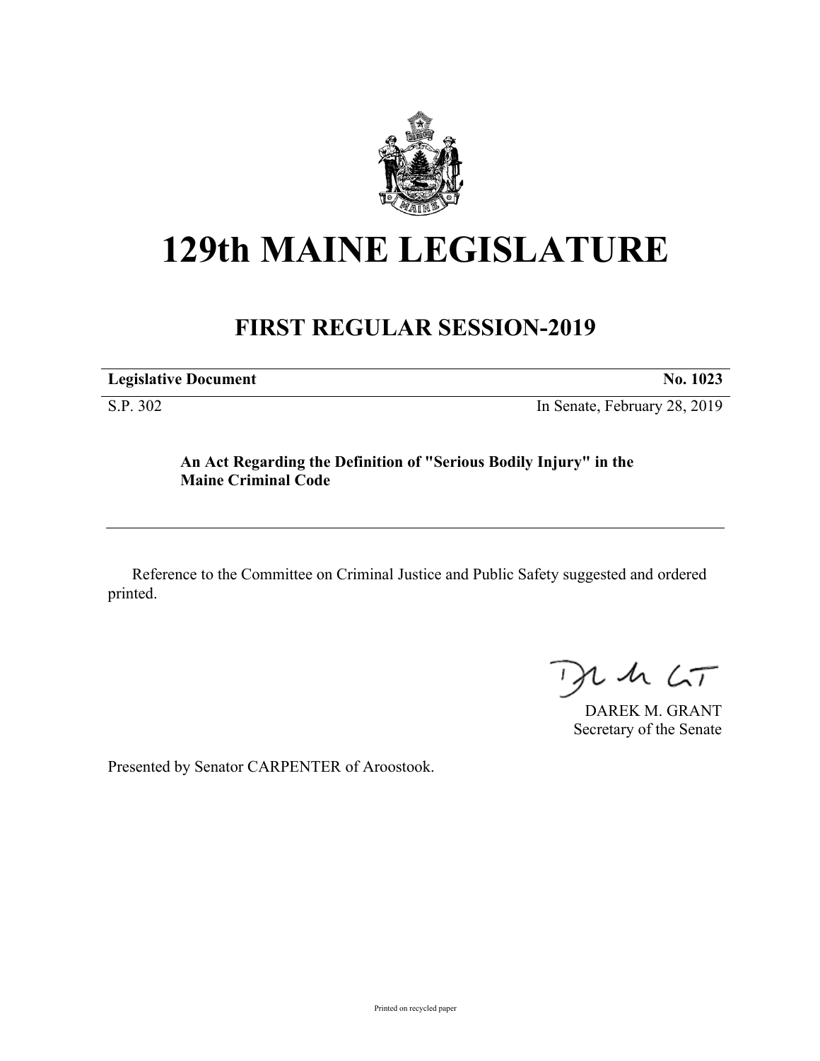# 129th MAINE LEGISLATURE

## FIRST REGULAR SESSION-2019

**Legislative Document** **No. 1023**

S.P. 302 In Senate, February 28, 2019

**An Act Regarding the Definition of "Serious Bodily Injury" in the Maine Criminal Code**

Reference to the Committee on Criminal Justice and Public Safety suggested and ordered printed.

DAREK M. GRANT
Secretary of the Senate

Presented by Senator CARPENTER of Aroostook.

Printed on recycled paper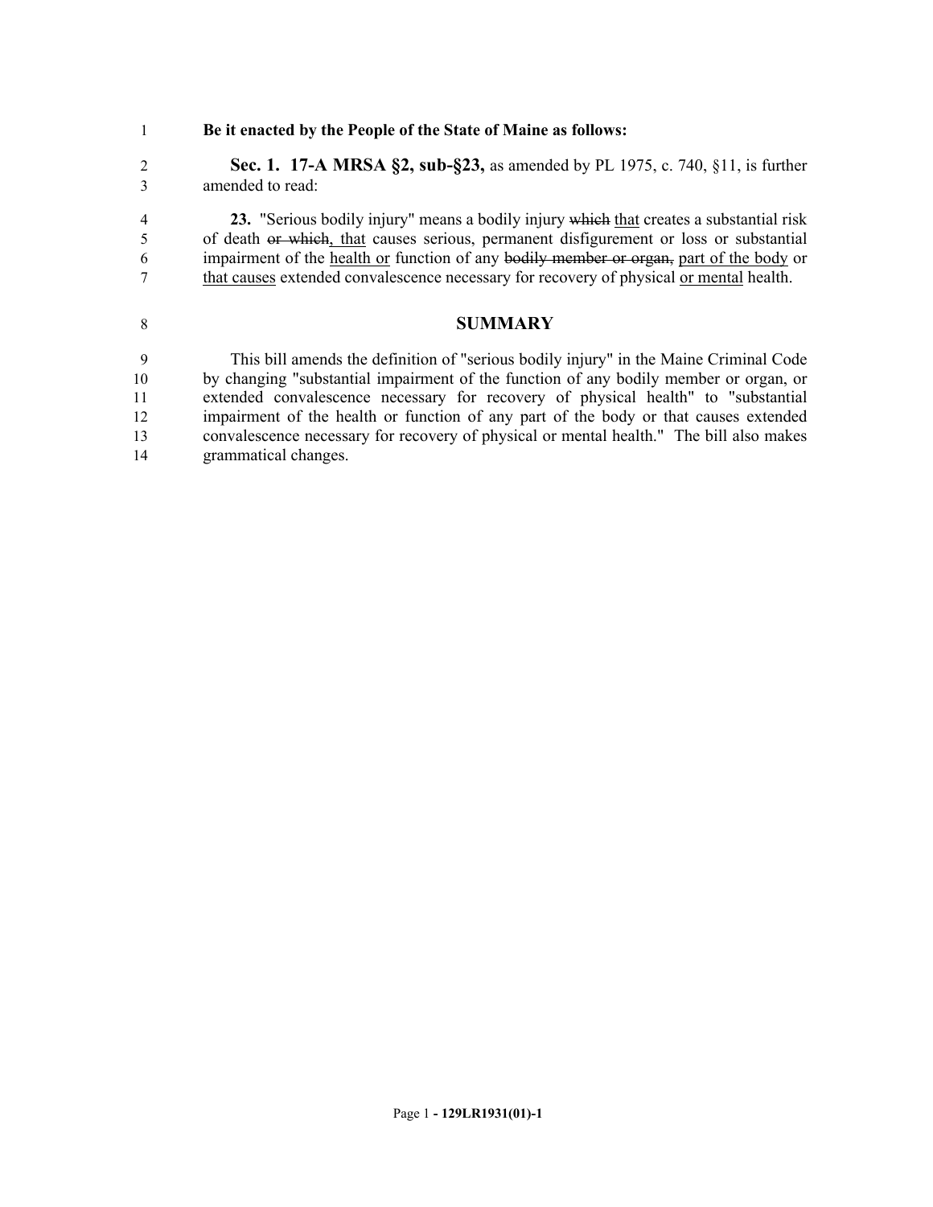**Be it enacted by the People of the State of Maine as follows:**

**Sec. 1. 17-A MRSA §2, sub-§23,** as amended by PL 1975, c. 740, §11, is further amended to read:

**23.** "Serious bodily injury" means a bodily injury ~~which~~ <u>that</u> creates a substantial risk of death ~~or which~~<u>, that</u> causes serious, permanent disfigurement or loss or substantial impairment of the <u>health or</u> function of any ~~bodily member or organ,~~ <u>part of the body</u> or <u>that causes</u> extended convalescence necessary for recovery of physical <u>or mental</u> health.

## SUMMARY

This bill amends the definition of "serious bodily injury" in the Maine Criminal Code by changing "substantial impairment of the function of any bodily member or organ, or extended convalescence necessary for recovery of physical health" to "substantial impairment of the health or function of any part of the body or that causes extended convalescence necessary for recovery of physical or mental health." The bill also makes grammatical changes.